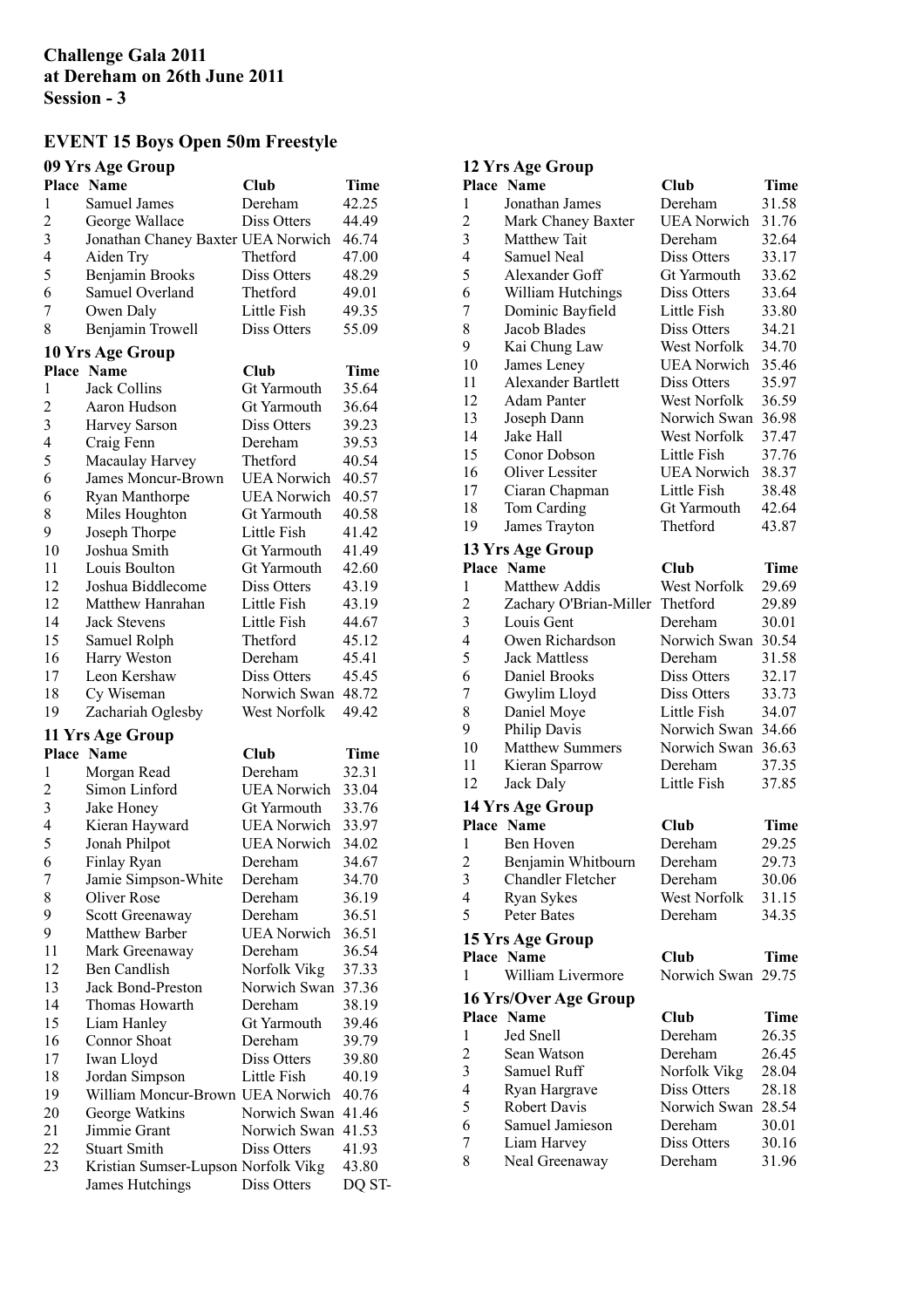**Challenge Gala 2011**
**at Dereham on 26th June 2011**
**Session - 3**

## EVENT 15 Boys Open 50m Freestyle

### 09 Yrs Age Group

| Place | Name | Club | Time |
|---|---|---|---|
| 1 | Samuel James | Dereham | 42.25 |
| 2 | George Wallace | Diss Otters | 44.49 |
| 3 | Jonathan Chaney Baxter | UEA Norwich | 46.74 |
| 4 | Aiden Try | Thetford | 47.00 |
| 5 | Benjamin Brooks | Diss Otters | 48.29 |
| 6 | Samuel Overland | Thetford | 49.01 |
| 7 | Owen Daly | Little Fish | 49.35 |
| 8 | Benjamin Trowell | Diss Otters | 55.09 |

### 10 Yrs Age Group

| Place | Name | Club | Time |
|---|---|---|---|
| 1 | Jack Collins | Gt Yarmouth | 35.64 |
| 2 | Aaron Hudson | Gt Yarmouth | 36.64 |
| 3 | Harvey Sarson | Diss Otters | 39.23 |
| 4 | Craig Fenn | Dereham | 39.53 |
| 5 | Macaulay Harvey | Thetford | 40.54 |
| 6 | James Moncur-Brown | UEA Norwich | 40.57 |
| 6 | Ryan Manthorpe | UEA Norwich | 40.57 |
| 8 | Miles Houghton | Gt Yarmouth | 40.58 |
| 9 | Joseph Thorpe | Little Fish | 41.42 |
| 10 | Joshua Smith | Gt Yarmouth | 41.49 |
| 11 | Louis Boulton | Gt Yarmouth | 42.60 |
| 12 | Joshua Biddlecome | Diss Otters | 43.19 |
| 12 | Matthew Hanrahan | Little Fish | 43.19 |
| 14 | Jack Stevens | Little Fish | 44.67 |
| 15 | Samuel Rolph | Thetford | 45.12 |
| 16 | Harry Weston | Dereham | 45.41 |
| 17 | Leon Kershaw | Diss Otters | 45.45 |
| 18 | Cy Wiseman | Norwich Swan | 48.72 |
| 19 | Zachariah Oglesby | West Norfolk | 49.42 |

### 11 Yrs Age Group

| Place | Name | Club | Time |
|---|---|---|---|
| 1 | Morgan Read | Dereham | 32.31 |
| 2 | Simon Linford | UEA Norwich | 33.04 |
| 3 | Jake Honey | Gt Yarmouth | 33.76 |
| 4 | Kieran Hayward | UEA Norwich | 33.97 |
| 5 | Jonah Philpot | UEA Norwich | 34.02 |
| 6 | Finlay Ryan | Dereham | 34.67 |
| 7 | Jamie Simpson-White | Dereham | 34.70 |
| 8 | Oliver Rose | Dereham | 36.19 |
| 9 | Scott Greenaway | Dereham | 36.51 |
| 9 | Matthew Barber | UEA Norwich | 36.51 |
| 11 | Mark Greenaway | Dereham | 36.54 |
| 12 | Ben Candlish | Norfolk Vikg | 37.33 |
| 13 | Jack Bond-Preston | Norwich Swan | 37.36 |
| 14 | Thomas Howarth | Dereham | 38.19 |
| 15 | Liam Hanley | Gt Yarmouth | 39.46 |
| 16 | Connor Shoat | Dereham | 39.79 |
| 17 | Iwan Lloyd | Diss Otters | 39.80 |
| 18 | Jordan Simpson | Little Fish | 40.19 |
| 19 | William Moncur-Brown | UEA Norwich | 40.76 |
| 20 | George Watkins | Norwich Swan | 41.46 |
| 21 | Jimmie Grant | Norwich Swan | 41.53 |
| 22 | Stuart Smith | Diss Otters | 41.93 |
| 23 | Kristian Sumser-Lupson | Norfolk Vikg | 43.80 |
| | James Hutchings | Diss Otters | DQ ST- |

### 12 Yrs Age Group

| Place | Name | Club | Time |
|---|---|---|---|
| 1 | Jonathan James | Dereham | 31.58 |
| 2 | Mark Chaney Baxter | UEA Norwich | 31.76 |
| 3 | Matthew Tait | Dereham | 32.64 |
| 4 | Samuel Neal | Diss Otters | 33.17 |
| 5 | Alexander Goff | Gt Yarmouth | 33.62 |
| 6 | William Hutchings | Diss Otters | 33.64 |
| 7 | Dominic Bayfield | Little Fish | 33.80 |
| 8 | Jacob Blades | Diss Otters | 34.21 |
| 9 | Kai Chung Law | West Norfolk | 34.70 |
| 10 | James Leney | UEA Norwich | 35.46 |
| 11 | Alexander Bartlett | Diss Otters | 35.97 |
| 12 | Adam Panter | West Norfolk | 36.59 |
| 13 | Joseph Dann | Norwich Swan | 36.98 |
| 14 | Jake Hall | West Norfolk | 37.47 |
| 15 | Conor Dobson | Little Fish | 37.76 |
| 16 | Oliver Lessiter | UEA Norwich | 38.37 |
| 17 | Ciaran Chapman | Little Fish | 38.48 |
| 18 | Tom Carding | Gt Yarmouth | 42.64 |
| 19 | James Trayton | Thetford | 43.87 |

### 13 Yrs Age Group

| Place | Name | Club | Time |
|---|---|---|---|
| 1 | Matthew Addis | West Norfolk | 29.69 |
| 2 | Zachary O'Brian-Miller | Thetford | 29.89 |
| 3 | Louis Gent | Dereham | 30.01 |
| 4 | Owen Richardson | Norwich Swan | 30.54 |
| 5 | Jack Mattless | Dereham | 31.58 |
| 6 | Daniel Brooks | Diss Otters | 32.17 |
| 7 | Gwylim Lloyd | Diss Otters | 33.73 |
| 8 | Daniel Moye | Little Fish | 34.07 |
| 9 | Philip Davis | Norwich Swan | 34.66 |
| 10 | Matthew Summers | Norwich Swan | 36.63 |
| 11 | Kieran Sparrow | Dereham | 37.35 |
| 12 | Jack Daly | Little Fish | 37.85 |

### 14 Yrs Age Group

| Place | Name | Club | Time |
|---|---|---|---|
| 1 | Ben Hoven | Dereham | 29.25 |
| 2 | Benjamin Whitbourn | Dereham | 29.73 |
| 3 | Chandler Fletcher | Dereham | 30.06 |
| 4 | Ryan Sykes | West Norfolk | 31.15 |
| 5 | Peter Bates | Dereham | 34.35 |

### 15 Yrs Age Group

| Place | Name | Club | Time |
|---|---|---|---|
| 1 | William Livermore | Norwich Swan | 29.75 |

### 16 Yrs/Over Age Group

| Place | Name | Club | Time |
|---|---|---|---|
| 1 | Jed Snell | Dereham | 26.35 |
| 2 | Sean Watson | Dereham | 26.45 |
| 3 | Samuel Ruff | Norfolk Vikg | 28.04 |
| 4 | Ryan Hargrave | Diss Otters | 28.18 |
| 5 | Robert Davis | Norwich Swan | 28.54 |
| 6 | Samuel Jamieson | Dereham | 30.01 |
| 7 | Liam Harvey | Diss Otters | 30.16 |
| 8 | Neal Greenaway | Dereham | 31.96 |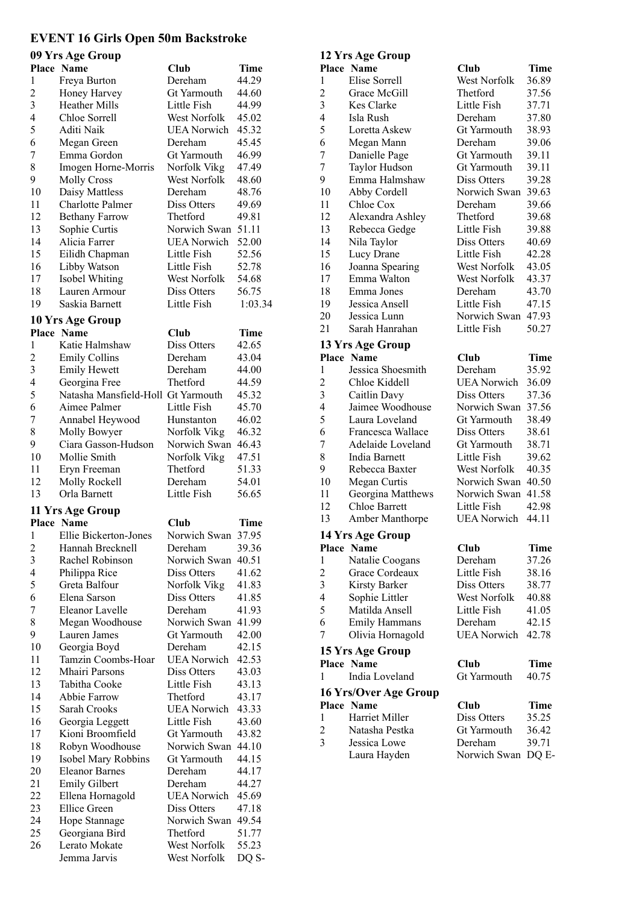## EVENT 16 Girls Open 50m Backstroke

### 09 Yrs Age Group

| Place | Name | Club | Time |
|---|---|---|---|
| 1 | Freya Burton | Dereham | 44.29 |
| 2 | Honey Harvey | Gt Yarmouth | 44.60 |
| 3 | Heather Mills | Little Fish | 44.99 |
| 4 | Chloe Sorrell | West Norfolk | 45.02 |
| 5 | Aditi Naik | UEA Norwich | 45.32 |
| 6 | Megan Green | Dereham | 45.45 |
| 7 | Emma Gordon | Gt Yarmouth | 46.99 |
| 8 | Imogen Horne-Morris | Norfolk Vikg | 47.49 |
| 9 | Molly Cross | West Norfolk | 48.60 |
| 10 | Daisy Mattless | Dereham | 48.76 |
| 11 | Charlotte Palmer | Diss Otters | 49.69 |
| 12 | Bethany Farrow | Thetford | 49.81 |
| 13 | Sophie Curtis | Norwich Swan | 51.11 |
| 14 | Alicia Farrer | UEA Norwich | 52.00 |
| 15 | Eilidh Chapman | Little Fish | 52.56 |
| 16 | Libby Watson | Little Fish | 52.78 |
| 17 | Isobel Whiting | West Norfolk | 54.68 |
| 18 | Lauren Armour | Diss Otters | 56.75 |
| 19 | Saskia Barnett | Little Fish | 1:03.34 |

### 10 Yrs Age Group

| Place | Name | Club | Time |
|---|---|---|---|
| 1 | Katie Halmshaw | Diss Otters | 42.65 |
| 2 | Emily Collins | Dereham | 43.04 |
| 3 | Emily Hewett | Dereham | 44.00 |
| 4 | Georgina Free | Thetford | 44.59 |
| 5 | Natasha Mansfield-Holl | Gt Yarmouth | 45.32 |
| 6 | Aimee Palmer | Little Fish | 45.70 |
| 7 | Annabel Heywood | Hunstanton | 46.02 |
| 8 | Molly Bowyer | Norfolk Vikg | 46.32 |
| 9 | Ciara Gasson-Hudson | Norwich Swan | 46.43 |
| 10 | Mollie Smith | Norfolk Vikg | 47.51 |
| 11 | Eryn Freeman | Thetford | 51.33 |
| 12 | Molly Rockell | Dereham | 54.01 |
| 13 | Orla Barnett | Little Fish | 56.65 |

### 11 Yrs Age Group

| Place | Name | Club | Time |
|---|---|---|---|
| 1 | Ellie Bickerton-Jones | Norwich Swan | 37.95 |
| 2 | Hannah Brecknell | Dereham | 39.36 |
| 3 | Rachel Robinson | Norwich Swan | 40.51 |
| 4 | Philippa Rice | Diss Otters | 41.62 |
| 5 | Greta Balfour | Norfolk Vikg | 41.83 |
| 6 | Elena Sarson | Diss Otters | 41.85 |
| 7 | Eleanor Lavelle | Dereham | 41.93 |
| 8 | Megan Woodhouse | Norwich Swan | 41.99 |
| 9 | Lauren James | Gt Yarmouth | 42.00 |
| 10 | Georgia Boyd | Dereham | 42.15 |
| 11 | Tamzin Coombs-Hoar | UEA Norwich | 42.53 |
| 12 | Mhairi Parsons | Diss Otters | 43.03 |
| 13 | Tabitha Cooke | Little Fish | 43.13 |
| 14 | Abbie Farrow | Thetford | 43.17 |
| 15 | Sarah Crooks | UEA Norwich | 43.33 |
| 16 | Georgia Leggett | Little Fish | 43.60 |
| 17 | Kioni Broomfield | Gt Yarmouth | 43.82 |
| 18 | Robyn Woodhouse | Norwich Swan | 44.10 |
| 19 | Isobel Mary Robbins | Gt Yarmouth | 44.15 |
| 20 | Eleanor Barnes | Dereham | 44.17 |
| 21 | Emily Gilbert | Dereham | 44.27 |
| 22 | Ellena Hornagold | UEA Norwich | 45.69 |
| 23 | Ellice Green | Diss Otters | 47.18 |
| 24 | Hope Stannage | Norwich Swan | 49.54 |
| 25 | Georgiana Bird | Thetford | 51.77 |
| 26 | Lerato Mokate | West Norfolk | 55.23 |
| | Jemma Jarvis | West Norfolk | DQ S- |

### 12 Yrs Age Group

| Place | Name | Club | Time |
|---|---|---|---|
| 1 | Elise Sorrell | West Norfolk | 36.89 |
| 2 | Grace McGill | Thetford | 37.56 |
| 3 | Kes Clarke | Little Fish | 37.71 |
| 4 | Isla Rush | Dereham | 37.80 |
| 5 | Loretta Askew | Gt Yarmouth | 38.93 |
| 6 | Megan Mann | Dereham | 39.06 |
| 7 | Danielle Page | Gt Yarmouth | 39.11 |
| 7 | Taylor Hudson | Gt Yarmouth | 39.11 |
| 9 | Emma Halmshaw | Diss Otters | 39.28 |
| 10 | Abby Cordell | Norwich Swan | 39.63 |
| 11 | Chloe Cox | Dereham | 39.66 |
| 12 | Alexandra Ashley | Thetford | 39.68 |
| 13 | Rebecca Gedge | Little Fish | 39.88 |
| 14 | Nila Taylor | Diss Otters | 40.69 |
| 15 | Lucy Drane | Little Fish | 42.28 |
| 16 | Joanna Spearing | West Norfolk | 43.05 |
| 17 | Emma Walton | West Norfolk | 43.37 |
| 18 | Emma Jones | Dereham | 43.70 |
| 19 | Jessica Ansell | Little Fish | 47.15 |
| 20 | Jessica Lunn | Norwich Swan | 47.93 |
| 21 | Sarah Hanrahan | Little Fish | 50.27 |

### 13 Yrs Age Group

| Place | Name | Club | Time |
|---|---|---|---|
| 1 | Jessica Shoesmith | Dereham | 35.92 |
| 2 | Chloe Kiddell | UEA Norwich | 36.09 |
| 3 | Caitlin Davy | Diss Otters | 37.36 |
| 4 | Jaimee Woodhouse | Norwich Swan | 37.56 |
| 5 | Laura Loveland | Gt Yarmouth | 38.49 |
| 6 | Francesca Wallace | Diss Otters | 38.61 |
| 7 | Adelaide Loveland | Gt Yarmouth | 38.71 |
| 8 | India Barnett | Little Fish | 39.62 |
| 9 | Rebecca Baxter | West Norfolk | 40.35 |
| 10 | Megan Curtis | Norwich Swan | 40.50 |
| 11 | Georgina Matthews | Norwich Swan | 41.58 |
| 12 | Chloe Barrett | Little Fish | 42.98 |
| 13 | Amber Manthorpe | UEA Norwich | 44.11 |

### 14 Yrs Age Group

| Place | Name | Club | Time |
|---|---|---|---|
| 1 | Natalie Coogans | Dereham | 37.26 |
| 2 | Grace Cordeaux | Little Fish | 38.16 |
| 3 | Kirsty Barker | Diss Otters | 38.77 |
| 4 | Sophie Littler | West Norfolk | 40.88 |
| 5 | Matilda Ansell | Little Fish | 41.05 |
| 6 | Emily Hammans | Dereham | 42.15 |
| 7 | Olivia Hornagold | UEA Norwich | 42.78 |

### 15 Yrs Age Group

| Place | Name | Club | Time |
|---|---|---|---|
| 1 | India Loveland | Gt Yarmouth | 40.75 |

### 16 Yrs/Over Age Group

| Place | Name | Club | Time |
|---|---|---|---|
| 1 | Harriet Miller | Diss Otters | 35.25 |
| 2 | Natasha Pestka | Gt Yarmouth | 36.42 |
| 3 | Jessica Lowe | Dereham | 39.71 |
| | Laura Hayden | Norwich Swan | DQ E- |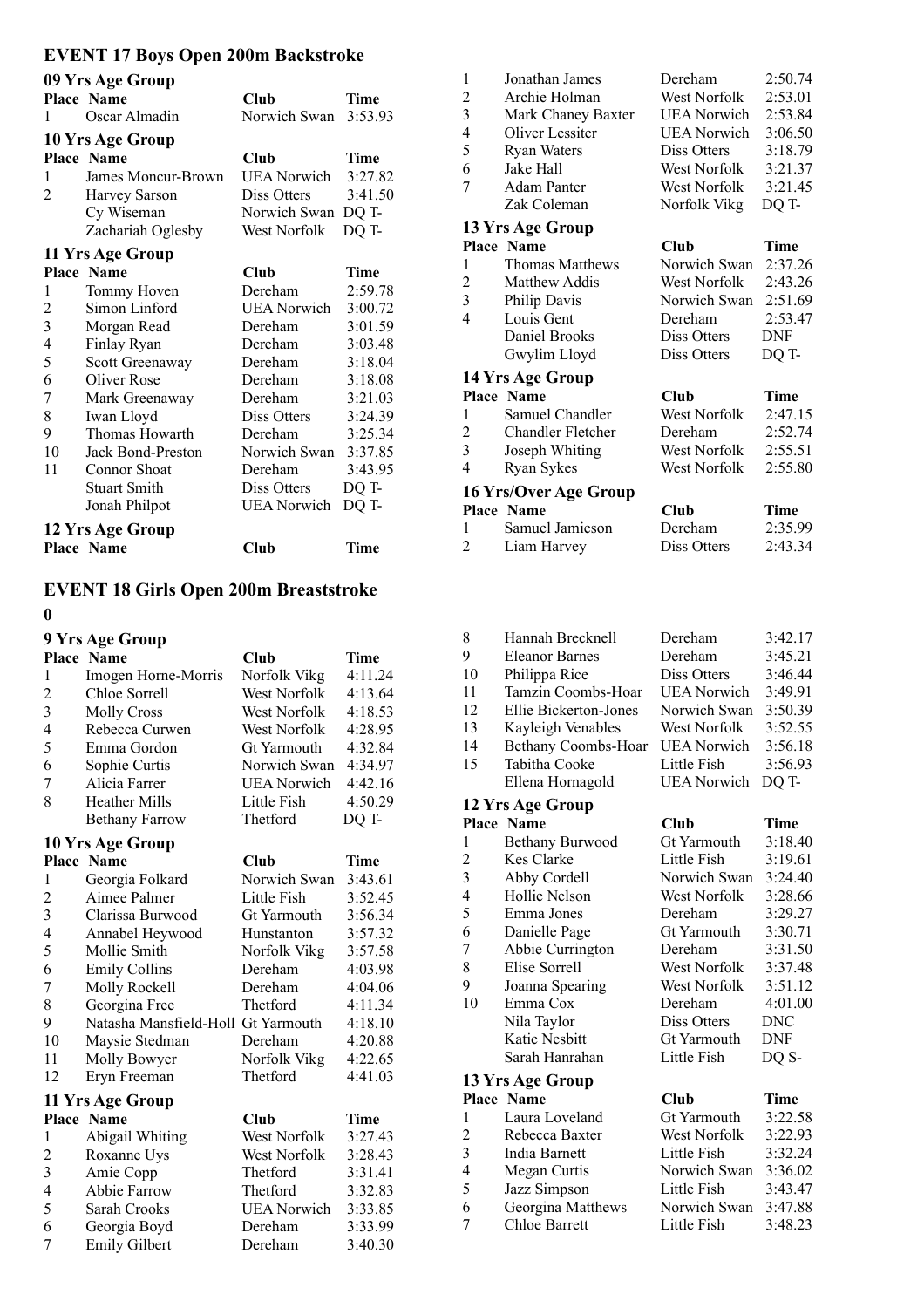## EVENT 17 Boys Open 200m Backstroke

### 09 Yrs Age Group

| Place | Name | Club | Time |
|---|---|---|---|
| 1 | Oscar Almadin | Norwich Swan | 3:53.93 |

### 10 Yrs Age Group

| Place | Name | Club | Time |
|---|---|---|---|
| 1 | James Moncur-Brown | UEA Norwich | 3:27.82 |
| 2 | Harvey Sarson | Diss Otters | 3:41.50 |
| | Cy Wiseman | Norwich Swan | DQ T- |
| | Zachariah Oglesby | West Norfolk | DQ T- |

### 11 Yrs Age Group

| Place | Name | Club | Time |
|---|---|---|---|
| 1 | Tommy Hoven | Dereham | 2:59.78 |
| 2 | Simon Linford | UEA Norwich | 3:00.72 |
| 3 | Morgan Read | Dereham | 3:01.59 |
| 4 | Finlay Ryan | Dereham | 3:03.48 |
| 5 | Scott Greenaway | Dereham | 3:18.04 |
| 6 | Oliver Rose | Dereham | 3:18.08 |
| 7 | Mark Greenaway | Dereham | 3:21.03 |
| 8 | Iwan Lloyd | Diss Otters | 3:24.39 |
| 9 | Thomas Howarth | Dereham | 3:25.34 |
| 10 | Jack Bond-Preston | Norwich Swan | 3:37.85 |
| 11 | Connor Shoat | Dereham | 3:43.95 |
| | Stuart Smith | Diss Otters | DQ T- |
| | Jonah Philpot | UEA Norwich | DQ T- |

### 12 Yrs Age Group

| Place | Name | Club | Time |
|---|---|---|---|
| 1 | Jonathan James | Dereham | 2:50.74 |
| 2 | Archie Holman | West Norfolk | 2:53.01 |
| 3 | Mark Chaney Baxter | UEA Norwich | 2:53.84 |
| 4 | Oliver Lessiter | UEA Norwich | 3:06.50 |
| 5 | Ryan Waters | Diss Otters | 3:18.79 |
| 6 | Jake Hall | West Norfolk | 3:21.37 |
| 7 | Adam Panter | West Norfolk | 3:21.45 |
| | Zak Coleman | Norfolk Vikg | DQ T- |

### 13 Yrs Age Group

| Place | Name | Club | Time |
|---|---|---|---|
| 1 | Thomas Matthews | Norwich Swan | 2:37.26 |
| 2 | Matthew Addis | West Norfolk | 2:43.26 |
| 3 | Philip Davis | Norwich Swan | 2:51.69 |
| 4 | Louis Gent | Dereham | 2:53.47 |
| | Daniel Brooks | Diss Otters | DNF |
| | Gwylim Lloyd | Diss Otters | DQ T- |

### 14 Yrs Age Group

| Place | Name | Club | Time |
|---|---|---|---|
| 1 | Samuel Chandler | West Norfolk | 2:47.15 |
| 2 | Chandler Fletcher | Dereham | 2:52.74 |
| 3 | Joseph Whiting | West Norfolk | 2:55.51 |
| 4 | Ryan Sykes | West Norfolk | 2:55.80 |

### 16 Yrs/Over Age Group

| Place | Name | Club | Time |
|---|---|---|---|
| 1 | Samuel Jamieson | Dereham | 2:35.99 |
| 2 | Liam Harvey | Diss Otters | 2:43.34 |

## EVENT 18 Girls Open 200m Breaststroke

**0**

### 9 Yrs Age Group

| Place | Name | Club | Time |
|---|---|---|---|
| 1 | Imogen Horne-Morris | Norfolk Vikg | 4:11.24 |
| 2 | Chloe Sorrell | West Norfolk | 4:13.64 |
| 3 | Molly Cross | West Norfolk | 4:18.53 |
| 4 | Rebecca Curwen | West Norfolk | 4:28.95 |
| 5 | Emma Gordon | Gt Yarmouth | 4:32.84 |
| 6 | Sophie Curtis | Norwich Swan | 4:34.97 |
| 7 | Alicia Farrer | UEA Norwich | 4:42.16 |
| 8 | Heather Mills | Little Fish | 4:50.29 |
| | Bethany Farrow | Thetford | DQ T- |

### 10 Yrs Age Group

| Place | Name | Club | Time |
|---|---|---|---|
| 1 | Georgia Folkard | Norwich Swan | 3:43.61 |
| 2 | Aimee Palmer | Little Fish | 3:52.45 |
| 3 | Clarissa Burwood | Gt Yarmouth | 3:56.34 |
| 4 | Annabel Heywood | Hunstanton | 3:57.32 |
| 5 | Mollie Smith | Norfolk Vikg | 3:57.58 |
| 6 | Emily Collins | Dereham | 4:03.98 |
| 7 | Molly Rockell | Dereham | 4:04.06 |
| 8 | Georgina Free | Thetford | 4:11.34 |
| 9 | Natasha Mansfield-Holl | Gt Yarmouth | 4:18.10 |
| 10 | Maysie Stedman | Dereham | 4:20.88 |
| 11 | Molly Bowyer | Norfolk Vikg | 4:22.65 |
| 12 | Eryn Freeman | Thetford | 4:41.03 |

### 11 Yrs Age Group

| Place | Name | Club | Time |
|---|---|---|---|
| 1 | Abigail Whiting | West Norfolk | 3:27.43 |
| 2 | Roxanne Uys | West Norfolk | 3:28.43 |
| 3 | Amie Copp | Thetford | 3:31.41 |
| 4 | Abbie Farrow | Thetford | 3:32.83 |
| 5 | Sarah Crooks | UEA Norwich | 3:33.85 |
| 6 | Georgia Boyd | Dereham | 3:33.99 |
| 7 | Emily Gilbert | Dereham | 3:40.30 |
| 8 | Hannah Brecknell | Dereham | 3:42.17 |
| 9 | Eleanor Barnes | Dereham | 3:45.21 |
| 10 | Philippa Rice | Diss Otters | 3:46.44 |
| 11 | Tamzin Coombs-Hoar | UEA Norwich | 3:49.91 |
| 12 | Ellie Bickerton-Jones | Norwich Swan | 3:50.39 |
| 13 | Kayleigh Venables | West Norfolk | 3:52.55 |
| 14 | Bethany Coombs-Hoar | UEA Norwich | 3:56.18 |
| 15 | Tabitha Cooke | Little Fish | 3:56.93 |
| | Ellena Hornagold | UEA Norwich | DQ T- |

### 12 Yrs Age Group

| Place | Name | Club | Time |
|---|---|---|---|
| 1 | Bethany Burwood | Gt Yarmouth | 3:18.40 |
| 2 | Kes Clarke | Little Fish | 3:19.61 |
| 3 | Abby Cordell | Norwich Swan | 3:24.40 |
| 4 | Hollie Nelson | West Norfolk | 3:28.66 |
| 5 | Emma Jones | Dereham | 3:29.27 |
| 6 | Danielle Page | Gt Yarmouth | 3:30.71 |
| 7 | Abbie Currington | Dereham | 3:31.50 |
| 8 | Elise Sorrell | West Norfolk | 3:37.48 |
| 9 | Joanna Spearing | West Norfolk | 3:51.12 |
| 10 | Emma Cox | Dereham | 4:01.00 |
| | Nila Taylor | Diss Otters | DNC |
| | Katie Nesbitt | Gt Yarmouth | DNF |
| | Sarah Hanrahan | Little Fish | DQ S- |

### 13 Yrs Age Group

| Place | Name | Club | Time |
|---|---|---|---|
| 1 | Laura Loveland | Gt Yarmouth | 3:22.58 |
| 2 | Rebecca Baxter | West Norfolk | 3:22.93 |
| 3 | India Barnett | Little Fish | 3:32.24 |
| 4 | Megan Curtis | Norwich Swan | 3:36.02 |
| 5 | Jazz Simpson | Little Fish | 3:43.47 |
| 6 | Georgina Matthews | Norwich Swan | 3:47.88 |
| 7 | Chloe Barrett | Little Fish | 3:48.23 |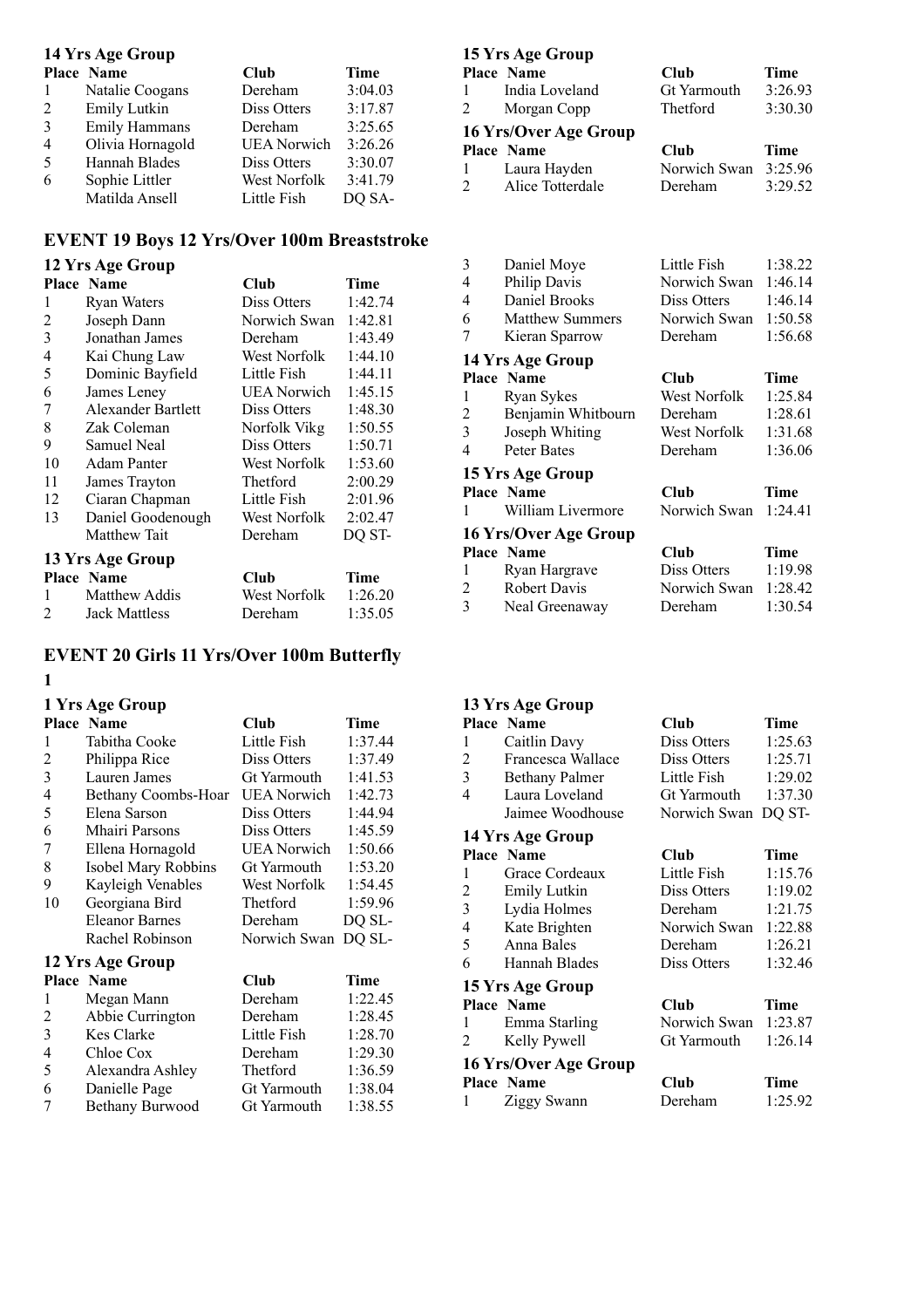### 14 Yrs Age Group

| Place | Name | Club | Time |
|---|---|---|---|
| 1 | Natalie Coogans | Dereham | 3:04.03 |
| 2 | Emily Lutkin | Diss Otters | 3:17.87 |
| 3 | Emily Hammans | Dereham | 3:25.65 |
| 4 | Olivia Hornagold | UEA Norwich | 3:26.26 |
| 5 | Hannah Blades | Diss Otters | 3:30.07 |
| 6 | Sophie Littler | West Norfolk | 3:41.79 |
| | Matilda Ansell | Little Fish | DQ SA- |

### 15 Yrs Age Group

| Place | Name | Club | Time |
|---|---|---|---|
| 1 | India Loveland | Gt Yarmouth | 3:26.93 |
| 2 | Morgan Copp | Thetford | 3:30.30 |

### 16 Yrs/Over Age Group

| Place | Name | Club | Time |
|---|---|---|---|
| 1 | Laura Hayden | Norwich Swan | 3:25.96 |
| 2 | Alice Totterdale | Dereham | 3:29.52 |

## EVENT 19 Boys 12 Yrs/Over 100m Breaststroke

### 12 Yrs Age Group

| Place | Name | Club | Time |
|---|---|---|---|
| 1 | Ryan Waters | Diss Otters | 1:42.74 |
| 2 | Joseph Dann | Norwich Swan | 1:42.81 |
| 3 | Jonathan James | Dereham | 1:43.49 |
| 4 | Kai Chung Law | West Norfolk | 1:44.10 |
| 5 | Dominic Bayfield | Little Fish | 1:44.11 |
| 6 | James Leney | UEA Norwich | 1:45.15 |
| 7 | Alexander Bartlett | Diss Otters | 1:48.30 |
| 8 | Zak Coleman | Norfolk Vikg | 1:50.55 |
| 9 | Samuel Neal | Diss Otters | 1:50.71 |
| 10 | Adam Panter | West Norfolk | 1:53.60 |
| 11 | James Trayton | Thetford | 2:00.29 |
| 12 | Ciaran Chapman | Little Fish | 2:01.96 |
| 13 | Daniel Goodenough | West Norfolk | 2:02.47 |
| | Matthew Tait | Dereham | DQ ST- |

### 13 Yrs Age Group

| Place | Name | Club | Time |
|---|---|---|---|
| 1 | Matthew Addis | West Norfolk | 1:26.20 |
| 2 | Jack Mattless | Dereham | 1:35.05 |
| 3 | Daniel Moye | Little Fish | 1:38.22 |
| 4 | Philip Davis | Norwich Swan | 1:46.14 |
| 4 | Daniel Brooks | Diss Otters | 1:46.14 |
| 6 | Matthew Summers | Norwich Swan | 1:50.58 |
| 7 | Kieran Sparrow | Dereham | 1:56.68 |

### 14 Yrs Age Group

| Place | Name | Club | Time |
|---|---|---|---|
| 1 | Ryan Sykes | West Norfolk | 1:25.84 |
| 2 | Benjamin Whitbourn | Dereham | 1:28.61 |
| 3 | Joseph Whiting | West Norfolk | 1:31.68 |
| 4 | Peter Bates | Dereham | 1:36.06 |

### 15 Yrs Age Group

| Place | Name | Club | Time |
|---|---|---|---|
| 1 | William Livermore | Norwich Swan | 1:24.41 |

### 16 Yrs/Over Age Group

| Place | Name | Club | Time |
|---|---|---|---|
| 1 | Ryan Hargrave | Diss Otters | 1:19.98 |
| 2 | Robert Davis | Norwich Swan | 1:28.42 |
| 3 | Neal Greenaway | Dereham | 1:30.54 |

## EVENT 20 Girls 11 Yrs/Over 100m Butterfly

**1**

### 1 Yrs Age Group

| Place | Name | Club | Time |
|---|---|---|---|
| 1 | Tabitha Cooke | Little Fish | 1:37.44 |
| 2 | Philippa Rice | Diss Otters | 1:37.49 |
| 3 | Lauren James | Gt Yarmouth | 1:41.53 |
| 4 | Bethany Coombs-Hoar | UEA Norwich | 1:42.73 |
| 5 | Elena Sarson | Diss Otters | 1:44.94 |
| 6 | Mhairi Parsons | Diss Otters | 1:45.59 |
| 7 | Ellena Hornagold | UEA Norwich | 1:50.66 |
| 8 | Isobel Mary Robbins | Gt Yarmouth | 1:53.20 |
| 9 | Kayleigh Venables | West Norfolk | 1:54.45 |
| 10 | Georgiana Bird | Thetford | 1:59.96 |
| | Eleanor Barnes | Dereham | DQ SL- |
| | Rachel Robinson | Norwich Swan | DQ SL- |

### 12 Yrs Age Group

| Place | Name | Club | Time |
|---|---|---|---|
| 1 | Megan Mann | Dereham | 1:22.45 |
| 2 | Abbie Currington | Dereham | 1:28.45 |
| 3 | Kes Clarke | Little Fish | 1:28.70 |
| 4 | Chloe Cox | Dereham | 1:29.30 |
| 5 | Alexandra Ashley | Thetford | 1:36.59 |
| 6 | Danielle Page | Gt Yarmouth | 1:38.04 |
| 7 | Bethany Burwood | Gt Yarmouth | 1:38.55 |

### 13 Yrs Age Group

| Place | Name | Club | Time |
|---|---|---|---|
| 1 | Caitlin Davy | Diss Otters | 1:25.63 |
| 2 | Francesca Wallace | Diss Otters | 1:25.71 |
| 3 | Bethany Palmer | Little Fish | 1:29.02 |
| 4 | Laura Loveland | Gt Yarmouth | 1:37.30 |
| | Jaimee Woodhouse | Norwich Swan | DQ ST- |

### 14 Yrs Age Group

| Place | Name | Club | Time |
|---|---|---|---|
| 1 | Grace Cordeaux | Little Fish | 1:15.76 |
| 2 | Emily Lutkin | Diss Otters | 1:19.02 |
| 3 | Lydia Holmes | Dereham | 1:21.75 |
| 4 | Kate Brighten | Norwich Swan | 1:22.88 |
| 5 | Anna Bales | Dereham | 1:26.21 |
| 6 | Hannah Blades | Diss Otters | 1:32.46 |

### 15 Yrs Age Group

| Place | Name | Club | Time |
|---|---|---|---|
| 1 | Emma Starling | Norwich Swan | 1:23.87 |
| 2 | Kelly Pywell | Gt Yarmouth | 1:26.14 |

### 16 Yrs/Over Age Group

| Place | Name | Club | Time |
|---|---|---|---|
| 1 | Ziggy Swann | Dereham | 1:25.92 |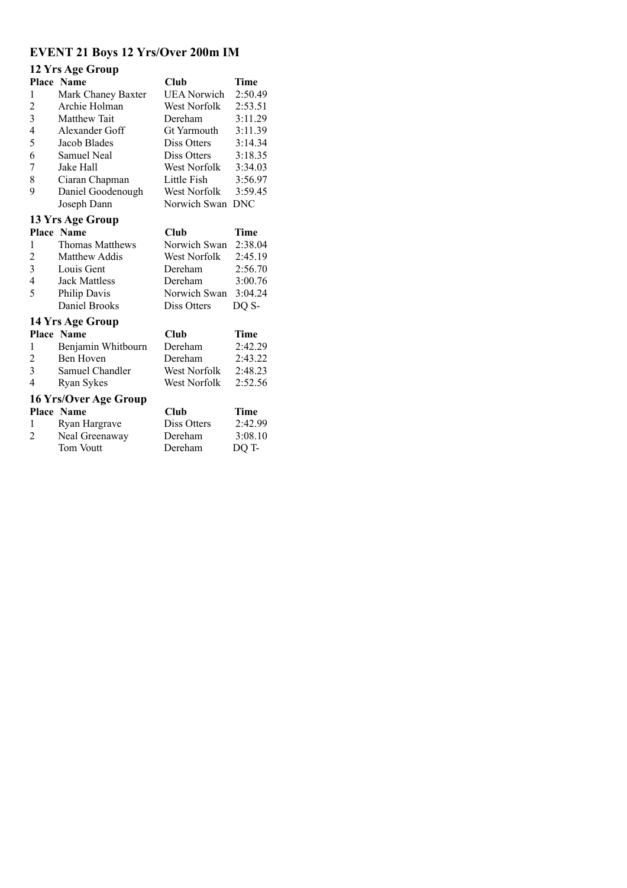# EVENT 21 Boys 12 Yrs/Over 200m IM

## 12 Yrs Age Group

| Place | Name | Club | Time |
|---|---|---|---|
| 1 | Mark Chaney Baxter | UEA Norwich | 2:50.49 |
| 2 | Archie Holman | West Norfolk | 2:53.51 |
| 3 | Matthew Tait | Dereham | 3:11.29 |
| 4 | Alexander Goff | Gt Yarmouth | 3:11.39 |
| 5 | Jacob Blades | Diss Otters | 3:14.34 |
| 6 | Samuel Neal | Diss Otters | 3:18.35 |
| 7 | Jake Hall | West Norfolk | 3:34.03 |
| 8 | Ciaran Chapman | Little Fish | 3:56.97 |
| 9 | Daniel Goodenough | West Norfolk | 3:59.45 |
| | Joseph Dann | Norwich Swan | DNC |

## 13 Yrs Age Group

| Place | Name | Club | Time |
|---|---|---|---|
| 1 | Thomas Matthews | Norwich Swan | 2:38.04 |
| 2 | Matthew Addis | West Norfolk | 2:45.19 |
| 3 | Louis Gent | Dereham | 2:56.70 |
| 4 | Jack Mattless | Dereham | 3:00.76 |
| 5 | Philip Davis | Norwich Swan | 3:04.24 |
| | Daniel Brooks | Diss Otters | DQ S- |

## 14 Yrs Age Group

| Place | Name | Club | Time |
|---|---|---|---|
| 1 | Benjamin Whitbourn | Dereham | 2:42.29 |
| 2 | Ben Hoven | Dereham | 2:43.22 |
| 3 | Samuel Chandler | West Norfolk | 2:48.23 |
| 4 | Ryan Sykes | West Norfolk | 2:52.56 |

## 16 Yrs/Over Age Group

| Place | Name | Club | Time |
|---|---|---|---|
| 1 | Ryan Hargrave | Diss Otters | 2:42.99 |
| 2 | Neal Greenaway | Dereham | 3:08.10 |
| | Tom Voutt | Dereham | DQ T- |